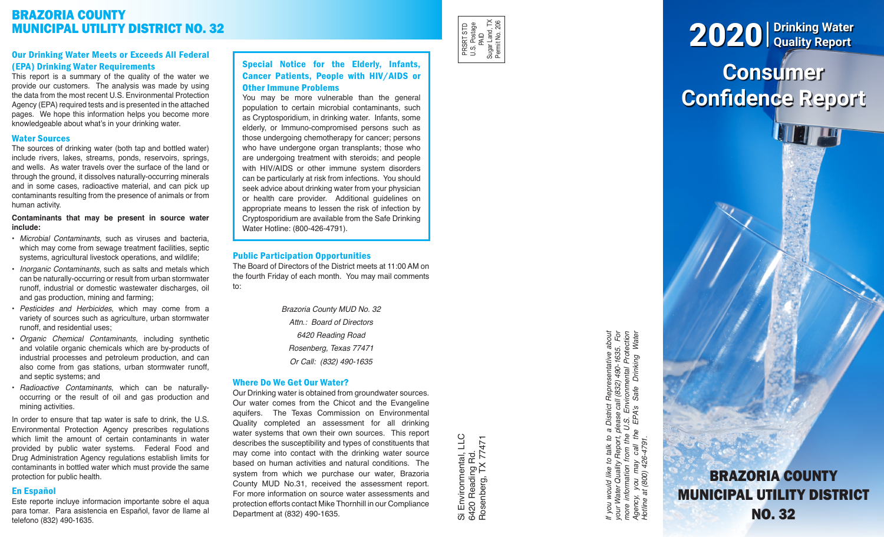# BRAZORIA COUNTY MUNICIPAL UTILITY DISTRICT NO. 32

## Our Drinking Water Meets or Exceeds All Federal (EPA) Drinking Water Requirements

This report is a summary of the quality of the water we provide our customers. The analysis was made by using the data from the most recent U.S. Environmental Protection Agency (EPA) required tests and is presented in the attached pages. We hope this information helps you become more knowledgeable about what's in your drinking water.

## Water Sources

The sources of drinking water (both tap and bottled water) include rivers, lakes, streams, ponds, reservoirs, springs, and wells. As water travels over the surface of the land or through the ground, it dissolves naturally-occurring minerals and in some cases, radioactive material, and can pick up contaminants resulting from the presence of animals or from human activity.

**Contaminants that may be present in source water include:**

- *Microbial Contaminants*, such as viruses and bacteria, which may come from sewage treatment facilities, septic systems, agricultural livestock operations, and wildlife;
- *Inorganic Contaminants*, such as salts and metals which can be naturally-occurring or result from urban stormwater runoff, industrial or domestic wastewater discharges, oil and gas production, mining and farming;
- *Pesticides and Herbicides*, which may come from a variety of sources such as agriculture, urban stormwater runoff, and residential uses;
- *Organic Chemical Contaminants*, including synthetic and volatile organic chemicals which are by-products of industrial processes and petroleum production, and can also come from gas stations, urban stormwater runoff, and septic systems; and
- *Radioactive Contaminants*, which can be naturally-occurring or the result of oil and gas production and mining activities.

In order to ensure that tap water is safe to drink, the U.S. Environmental Protection Agency prescribes regulations which limit the amount of certain contaminants in water provided by public water systems. Federal Food and Drug Administration Agency regulations establish limits for contaminants in bottled water which must provide the same protection for public health.

## En Español

Este reporte incluye informacion importante sobre el aqua para tomar. Para asistencia en Español, favor de llame al telefono (832) 490-1635.

## Special Notice for the Elderly, Infants, Cancer Patients, People with HIV/AIDS or Other Immune Problems

You may be more vulnerable than the general population to certain microbial contaminants, such as Cryptosporidium, in drinking water. Infants, some elderly, or Immuno-compromised persons such as those undergoing chemotherapy for cancer; persons who have undergone organ transplants; those who are undergoing treatment with steroids; and people with HIV/AIDS or other immune system disorders can be particularly at risk from infections. You should seek advice about drinking water from your physician or health care provider. Additional guidelines on appropriate means to lessen the risk of infection by Cryptosporidium are available from the Safe Drinking Water Hotline: (800-426-4791).

## Public Participation Opportunities

The Board of Directors of the District meets at 11:00 AM on the fourth Friday of each month. You may mail comments to:

*Brazoria County MUD No. 32*
*Attn.: Board of Directors*
*6420 Reading Road*
*Rosenberg, Texas 77471*
*Or Call: (832) 490-1635*

## Where Do We Get Our Water?

Our Drinking water is obtained from groundwater sources. Our water comes from the Chicot and the Evangeline aquifers. The Texas Commission on Environmental Quality completed an assessment for all drinking water systems that own their own sources. This report describes the susceptibility and types of constituents that may come into contact with the drinking water source based on human activities and natural conditions. The system from which we purchase our water, Brazoria County MUD No.31, received the assessment report. For more information on source water assessments and protection efforts contact Mike Thornhill in our Compliance Department at (832) 490-1635.

PRSRT STD
U.S. Postage
PAID
Sugar Land, TX
Permit No. 206

Si Environmental, LLC
6420 Reading Rd.
Rosenberg, TX 77471

*If you would like to talk to a District Representative about your Water Quality Report, please call (832) 490-1635. For more information from the U.S. Environmental Protection Agency, you may call the EPA's Safe Drinking Water Hotline at (800) 426-4791.*

# 2020 | Drinking Water Quality Report

# Consumer Confidence Report

## BRAZORIA COUNTY MUNICIPAL UTILITY DISTRICT NO. 32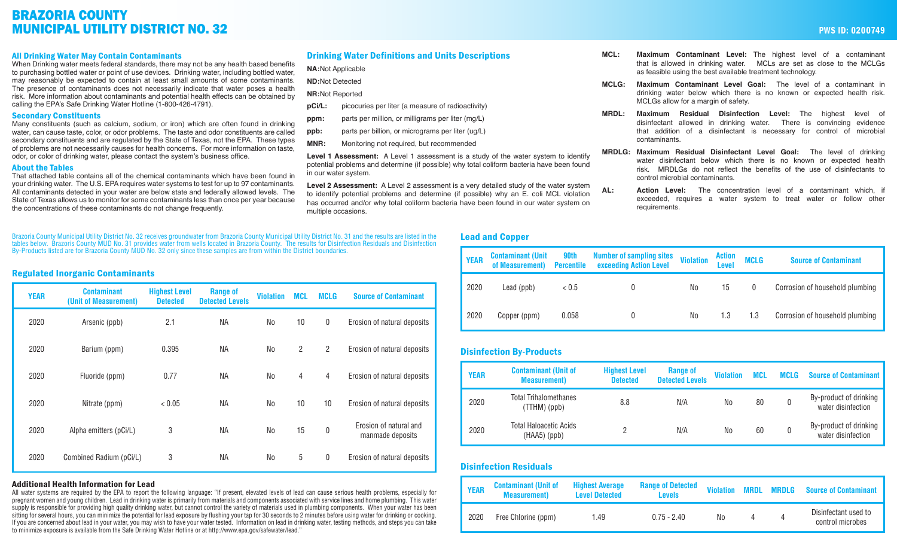# BRAZORIA COUNTY MUNICIPAL UTILITY DISTRICT NO. 32

PWS ID: 0200749

### All Drinking Water May Contain Contaminants

When Drinking water meets federal standards, there may not be any health based benefits to purchasing bottled water or point of use devices. Drinking water, including bottled water, may reasonably be expected to contain at least small amounts of some contaminants. The presence of contaminants does not necessarily indicate that water poses a health risk. More information about contaminants and potential health effects can be obtained by calling the EPA's Safe Drinking Water Hotline (1-800-426-4791).

### Secondary Constituents

Many constituents (such as calcium, sodium, or iron) which are often found in drinking water, can cause taste, color, or odor problems. The taste and odor constituents are called secondary constituents and are regulated by the State of Texas, not the EPA. These types of problems are not necessarily causes for health concerns. For more information on taste, odor, or color of drinking water, please contact the system's business office.

### About the Tables

That attached table contains all of the chemical contaminants which have been found in your drinking water. The U.S. EPA requires water systems to test for up to 97 contaminants. All contaminants detected in your water are below state and federally allowed levels. The State of Texas allows us to monitor for some contaminants less than once per year because the concentrations of these contaminants do not change frequently.

### Drinking Water Definitions and Units Descriptions

**NA:** Not Applicable

**ND:** Not Detected

**NR:** Not Reported

**pCi/L:** picocuries per liter (a measure of radioactivity)

**ppm:** parts per million, or milligrams per liter (mg/L)

**ppb:** parts per billion, or micrograms per liter (ug/L)

**MNR:** Monitoring not required, but recommended

**Level 1 Assessment:** A Level 1 assessment is a study of the water system to identify potential problems and determine (if possible) why total coliform bacteria have been found in our water system.

**Level 2 Assessment:** A Level 2 assessment is a very detailed study of the water system to identify potential problems and determine (if possible) why an E. coli MCL violation has occurred and/or why total coliform bacteria have been found in our water system on multiple occasions.

**MCL:** **Maximum Contaminant Level:** The highest level of a contaminant that is allowed in drinking water. MCLs are set as close to the MCLGs as feasible using the best available treatment technology.

**MCLG:** **Maximum Contaminant Level Goal:** The level of a contaminant in drinking water below which there is no known or expected health risk. MCLGs allow for a margin of safety.

**MRDL:** **Maximum Residual Disinfection Level:** The highest level of disinfectant allowed in drinking water. There is convincing evidence that addition of a disinfectant is necessary for control of microbial contaminants.

**MRDLG:** **Maximum Residual Disinfectant Level Goal:** The level of drinking water disinfectant below which there is no known or expected health risk. MRDLGs do not reflect the benefits of the use of disinfectants to control microbial contaminants.

**AL:** **Action Level:** The concentration level of a contaminant which, if exceeded, requires a water system to treat water or follow other requirements.

Brazoria County Municipal Utility District No. 32 receives groundwater from Brazoria County Municipal Utility District No. 31 and the results are listed in the tables below. Brazoris County MUD No. 31 provides water from wells located in Brazoria County. The results for Disinfection Residuals and Disinfection By-Products listed are for Brazoria County MUD No. 32 only since these samples are from within the District boundaries.

### Regulated Inorganic Contaminants

| YEAR | Contaminant (Unit of Measurement) | Highest Level Detected | Range of Detected Levels | Violation | MCL | MCLG | Source of Contaminant |
|---|---|---|---|---|---|---|---|
| 2020 | Arsenic (ppb) | 2.1 | NA | No | 10 | 0 | Erosion of natural deposits |
| 2020 | Barium (ppm) | 0.395 | NA | No | 2 | 2 | Erosion of natural deposits |
| 2020 | Fluoride (ppm) | 0.77 | NA | No | 4 | 4 | Erosion of natural deposits |
| 2020 | Nitrate (ppm) | < 0.05 | NA | No | 10 | 10 | Erosion of natural deposits |
| 2020 | Alpha emitters (pCi/L) | 3 | NA | No | 15 | 0 | Erosion of natural and manmade deposits |
| 2020 | Combined Radium (pCi/L) | 3 | NA | No | 5 | 0 | Erosion of natural deposits |

### Additional Health Information for Lead

All water systems are required by the EPA to report the following language: "If present, elevated levels of lead can cause serious health problems, especially for pregnant women and young children. Lead in drinking water is primarily from materials and components associated with service lines and home plumbing. This water supply is responsible for providing high quality drinking water, but cannot control the variety of materials used in plumbing components. When your water has been sitting for several hours, you can minimize the potential for lead exposure by flushing your tap for 30 seconds to 2 minutes before using water for drinking or cooking. If you are concerned about lead in your water, you may wish to have your water tested. Information on lead in drinking water, testing methods, and steps you can take to minimize exposure is available from the Safe Drinking Water Hotline or at http://www.epa.gov/safewater/lead."

### Lead and Copper

| YEAR | Contaminant (Unit of Measurement) | 90th Percentile | Number of sampling sites exceeding Action Level | Violation | Action Level | MCLG | Source of Contaminant |
|---|---|---|---|---|---|---|---|
| 2020 | Lead (ppb) | < 0.5 | 0 | No | 15 | 0 | Corrosion of household plumbing |
| 2020 | Copper (ppm) | 0.058 | 0 | No | 1.3 | 1.3 | Corrosion of household plumbing |

### Disinfection By-Products

| YEAR | Contaminant (Unit of Measurement) | Highest Level Detected | Range of Detected Levels | Violation | MCL | MCLG | Source of Contaminant |
|---|---|---|---|---|---|---|---|
| 2020 | Total Trihalomethanes (TTHM) (ppb) | 8.8 | N/A | No | 80 | 0 | By-product of drinking water disinfection |
| 2020 | Total Haloacetic Acids (HAA5) (ppb) | 2 | N/A | No | 60 | 0 | By-product of drinking water disinfection |

### Disinfection Residuals

| YEAR | Contaminant (Unit of Measurement) | Highest Average Level Detected | Range of Detected Levels | Violation | MRDL | MRDLG | Source of Contaminant |
|---|---|---|---|---|---|---|---|
| 2020 | Free Chlorine (ppm) | 1.49 | 0.75 - 2.40 | No | 4 | 4 | Disinfectant used to control microbes |